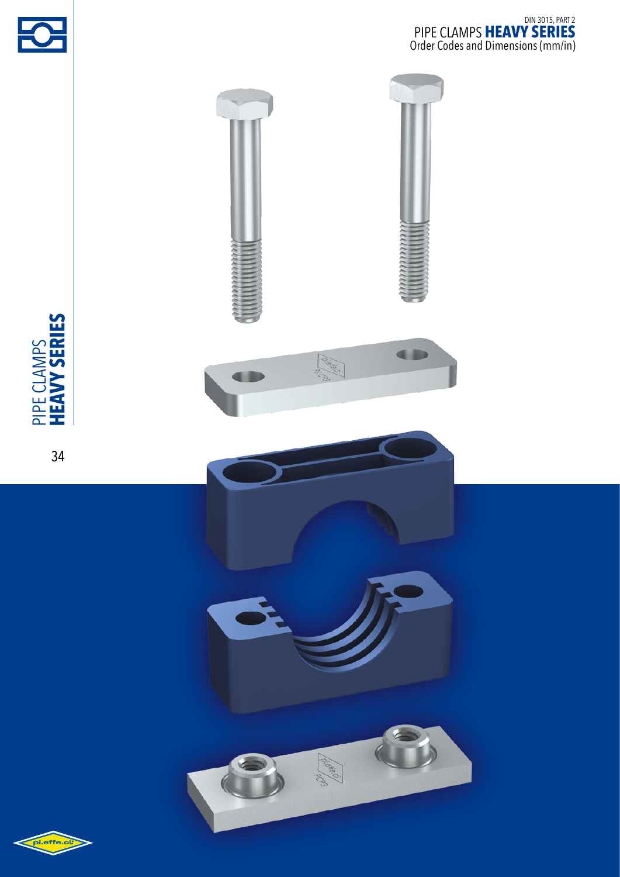DIN 3015, PART 2

# PIPE CLAMPS **HEAVY SERIES**

Order Codes and Dimensions (mm/in)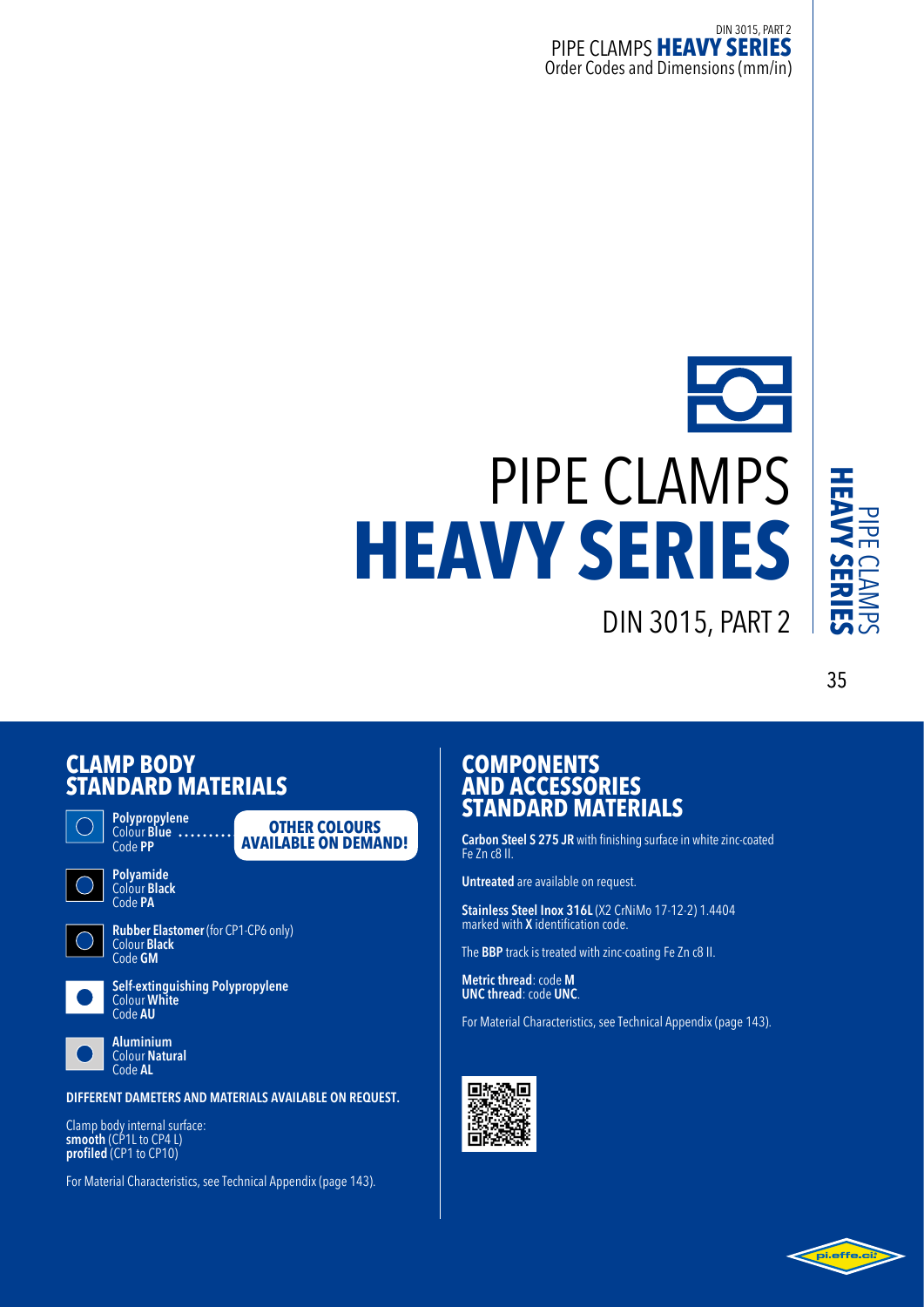# PIPE CLAMPS
# HEAVY SERIES

DIN 3015, PART 2

## CLAMP BODY STANDARD MATERIALS

**Polypropylene**
Colour **Blue**
Code **PP**

**OTHER COLOURS AVAILABLE ON DEMAND!**

**Polyamide**
Colour **Black**
Code **PA**

**Rubber Elastomer** (for CP1-CP6 only)
Colour **Black**
Code **GM**

**Self-extinguishing Polypropylene**
Colour **White**
Code **AU**

**Aluminium**
Colour **Natural**
Code **AL**

**DIFFERENT DAMETERS AND MATERIALS AVAILABLE ON REQUEST.**

Clamp body internal surface:
**smooth** (CP1L to CP4 L)
**profiled** (CP1 to CP10)

For Material Characteristics, see Technical Appendix (page 143).

## COMPONENTS AND ACCESSORIES STANDARD MATERIALS

**Carbon Steel S 275 JR** with finishing surface in white zinc-coated Fe Zn c8 II.

**Untreated** are available on request.

**Stainless Steel Inox 316L** (X2 CrNiMo 17-12-2) 1.4404 marked with **X** identification code.

The **BBP** track is treated with zinc-coating Fe Zn c8 II.

**Metric thread**: code **M**
**UNC thread**: code **UNC**.

For Material Characteristics, see Technical Appendix (page 143).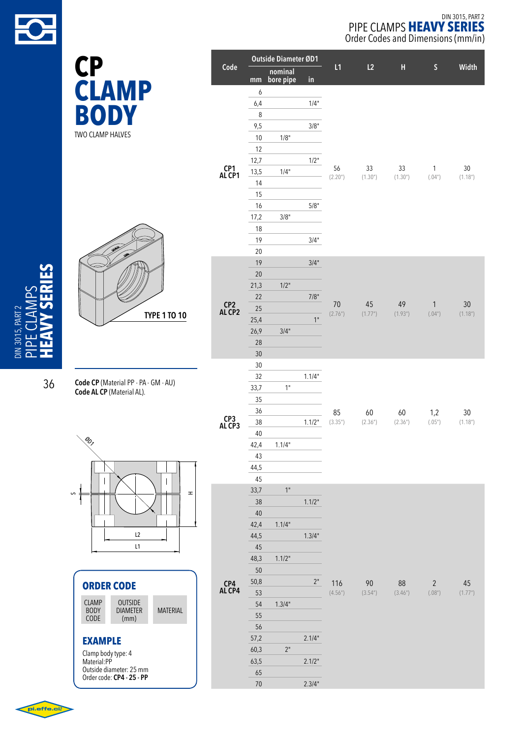DIN 3015, PART 2
# PIPE CLAMPS **HEAVY SERIES**
Order Codes and Dimensions (mm/in)

# CP CLAMP BODY

TWO CLAMP HALVES

TYPE 1 TO 10

**Code CP** (Material PP - PA - GM - AU)
**Code AL CP** (Material AL).

| Code | Outside Diameter ØD1 mm | nominal bore pipe | in | L1 | L2 | H | S | Width |
|---|---|---|---|---|---|---|---|---|
| CP1 AL CP1 | 6 | | | 56 (2.20") | 33 (1.30") | 33 (1.30") | 1 (.04") | 30 (1.18") |
| | 6,4 | | 1/4" | | | | | |
| | 8 | | | | | | | |
| | 9,5 | | 3/8" | | | | | |
| | 10 | 1/8" | | | | | | |
| | 12 | | | | | | | |
| | 12,7 | | 1/2" | | | | | |
| | 13,5 | 1/4" | | | | | | |
| | 14 | | | | | | | |
| | 15 | | | | | | | |
| | 16 | | 5/8" | | | | | |
| | 17,2 | 3/8" | | | | | | |
| | 18 | | | | | | | |
| | 19 | | 3/4" | | | | | |
| | 20 | | | | | | | |
| CP2 AL CP2 | 19 | | 3/4" | 70 (2.76") | 45 (1.77") | 49 (1.93") | 1 (.04") | 30 (1.18") |
| | 20 | | | | | | | |
| | 21,3 | 1/2" | | | | | | |
| | 22 | | 7/8" | | | | | |
| | 25 | | | | | | | |
| | 25,4 | | 1" | | | | | |
| | 26,9 | 3/4" | | | | | | |
| | 28 | | | | | | | |
| | 30 | | | | | | | |
| CP3 AL CP3 | 30 | | | 85 (3.35") | 60 (2.36") | 60 (2.36") | 1,2 (.05") | 30 (1.18") |
| | 32 | | 1.1/4" | | | | | |
| | 33,7 | 1" | | | | | | |
| | 35 | | | | | | | |
| | 36 | | | | | | | |
| | 38 | | 1.1/2" | | | | | |
| | 40 | | | | | | | |
| | 42,4 | 1.1/4" | | | | | | |
| | 43 | | | | | | | |
| | 44,5 | | | | | | | |
| | 45 | | | | | | | |
| CP4 AL CP4 | 33,7 | 1" | | 116 (4.56") | 90 (3.54") | 88 (3.46") | 2 (.08") | 45 (1.77") |
| | 38 | | 1.1/2" | | | | | |
| | 40 | | | | | | | |
| | 42,4 | 1.1/4" | | | | | | |
| | 44,5 | | 1.3/4" | | | | | |
| | 45 | | | | | | | |
| | 48,3 | 1.1/2" | | | | | | |
| | 50 | | | | | | | |
| | 50,8 | | 2" | | | | | |
| | 53 | | | | | | | |
| | 54 | 1.3/4" | | | | | | |
| | 55 | | | | | | | |
| | 56 | | | | | | | |
| | 57,2 | | 2.1/4" | | | | | |
| | 60,3 | 2" | | | | | | |
| | 63,5 | | 2.1/2" | | | | | |
| | 65 | | | | | | | |
| | 70 | | 2.3/4" | | | | | |

## ORDER CODE

| CLAMP BODY CODE | OUTSIDE DIAMETER (mm) | MATERIAL |
|---|---|---|

## EXAMPLE

Clamp body type: 4
Material: PP
Outside diameter: 25 mm
Order code: **CP4 - 25 - PP**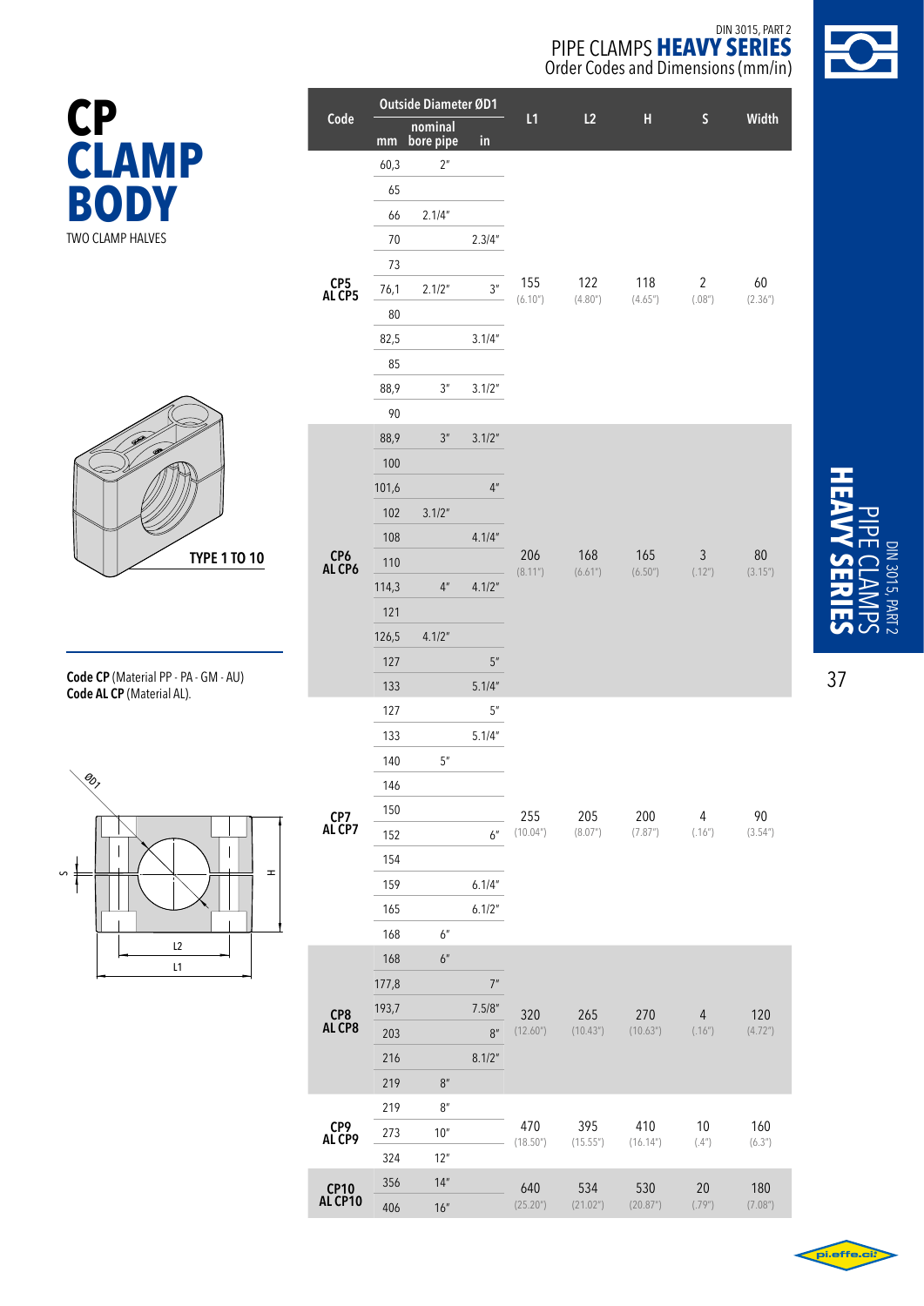# CP CLAMP BODY

TWO CLAMP HALVES

TYPE 1 TO 10

**Code CP** (Material PP - PA - GM - AU)
**Code AL CP** (Material AL).

## PIPE CLAMPS HEAVY SERIES

DIN 3015, PART 2

Order Codes and Dimensions (mm/in)

| Code | Outside Diameter ØD1 mm | nominal bore pipe | in | L1 | L2 | H | S | Width |
|---|---|---|---|---|---|---|---|---|
| CP5 AL CP5 | 60,3 | 2" | | 155 (6.10") | 122 (4.80") | 118 (4.65") | 2 (.08") | 60 (2.36") |
| | 65 | | | | | | | |
| | 66 | 2.1/4" | | | | | | |
| | 70 | | 2.3/4" | | | | | |
| | 73 | | | | | | | |
| | 76,1 | 2.1/2" | 3" | | | | | |
| | 80 | | | | | | | |
| | 82,5 | | 3.1/4" | | | | | |
| | 85 | | | | | | | |
| | 88,9 | 3" | 3.1/2" | | | | | |
| | 90 | | | | | | | |
| CP6 AL CP6 | 88,9 | 3" | 3.1/2" | 206 (8.11") | 168 (6.61") | 165 (6.50") | 3 (.12") | 80 (3.15") |
| | 100 | | | | | | | |
| | 101,6 | | 4" | | | | | |
| | 102 | 3.1/2" | | | | | | |
| | 108 | | 4.1/4" | | | | | |
| | 110 | | | | | | | |
| | 114,3 | 4" | 4.1/2" | | | | | |
| | 121 | | | | | | | |
| | 126,5 | 4.1/2" | | | | | | |
| | 127 | | 5" | | | | | |
| | 133 | | 5.1/4" | | | | | |
| CP7 AL CP7 | 127 | | 5" | 255 (10.04") | 205 (8.07") | 200 (7.87") | 4 (.16") | 90 (3.54") |
| | 133 | | 5.1/4" | | | | | |
| | 140 | 5" | | | | | | |
| | 146 | | | | | | | |
| | 150 | | | | | | | |
| | 152 | | 6" | | | | | |
| | 154 | | | | | | | |
| | 159 | | 6.1/4" | | | | | |
| | 165 | | 6.1/2" | | | | | |
| | 168 | 6" | | | | | | |
| CP8 AL CP8 | 168 | 6" | | 320 (12.60") | 265 (10.43") | 270 (10.63") | 4 (.16") | 120 (4.72") |
| | 177,8 | | 7" | | | | | |
| | 193,7 | | 7.5/8" | | | | | |
| | 203 | | 8" | | | | | |
| | 216 | | 8.1/2" | | | | | |
| | 219 | 8" | | | | | | |
| CP9 AL CP9 | 219 | 8" | | 470 (18.50") | 395 (15.55") | 410 (16.14") | 10 (.4") | 160 (6.3") |
| | 273 | 10" | | | | | | |
| | 324 | 12" | | | | | | |
| CP10 AL CP10 | 356 | 14" | | 640 (25.20") | 534 (21.02") | 530 (20.87") | 20 (.79") | 180 (7.08") |
| | 406 | 16" | | | | | | |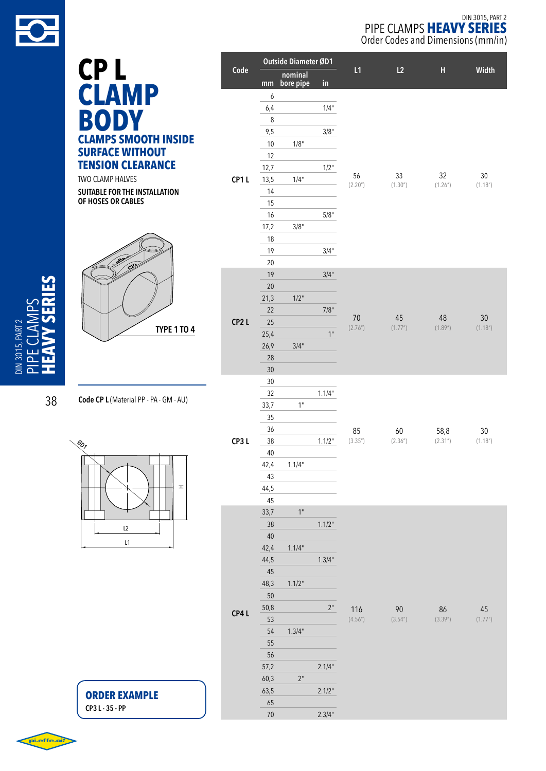DIN 3015, PART 2

# PIPE CLAMPS **HEAVY SERIES**

Order Codes and Dimensions (mm/in)

# CP L CLAMP BODY

## CLAMPS SMOOTH INSIDE SURFACE WITHOUT TENSION CLEARANCE

TWO CLAMP HALVES

**SUITABLE FOR THE INSTALLATION OF HOSES OR CABLES**

TYPE 1 TO 4

**Code CP L** (Material PP - PA - GM - AU)

| Code | Outside Diameter ØD1 mm | nominal bore pipe | in | L1 | L2 | H | Width |
|---|---|---|---|---|---|---|---|
| CP1 L | 6 | | | 56 (2.20") | 33 (1.30") | 32 (1.26") | 30 (1.18") |
| | 6,4 | | 1/4" | | | | |
| | 8 | | | | | | |
| | 9,5 | | 3/8" | | | | |
| | 10 | 1/8" | | | | | |
| | 12 | | | | | | |
| | 12,7 | | 1/2" | | | | |
| | 13,5 | 1/4" | | | | | |
| | 14 | | | | | | |
| | 15 | | | | | | |
| | 16 | | 5/8" | | | | |
| | 17,2 | 3/8" | | | | | |
| | 18 | | | | | | |
| | 19 | | 3/4" | | | | |
| | 20 | | | | | | |
| CP2 L | 19 | | 3/4" | 70 (2.76") | 45 (1.77") | 48 (1.89") | 30 (1.18") |
| | 20 | | | | | | |
| | 21,3 | 1/2" | | | | | |
| | 22 | | 7/8" | | | | |
| | 25 | | | | | | |
| | 25,4 | | 1" | | | | |
| | 26,9 | 3/4" | | | | | |
| | 28 | | | | | | |
| | 30 | | | | | | |
| CP3 L | 30 | | | 85 (3.35") | 60 (2.36") | 58,8 (2.31") | 30 (1.18") |
| | 32 | | 1.1/4" | | | | |
| | 33,7 | 1" | | | | | |
| | 35 | | | | | | |
| | 36 | | | | | | |
| | 38 | | 1.1/2" | | | | |
| | 40 | | | | | | |
| | 42,4 | 1.1/4" | | | | | |
| | 43 | | | | | | |
| | 44,5 | | | | | | |
| | 45 | | | | | | |
| CP4 L | 33,7 | 1" | | 116 (4.56") | 90 (3.54") | 86 (3.39") | 45 (1.77") |
| | 38 | | 1.1/2" | | | | |
| | 40 | | | | | | |
| | 42,4 | 1.1/4" | | | | | |
| | 44,5 | | 1.3/4" | | | | |
| | 45 | | | | | | |
| | 48,3 | 1.1/2" | | | | | |
| | 50 | | | | | | |
| | 50,8 | | 2" | | | | |
| | 53 | | | | | | |
| | 54 | 1.3/4" | | | | | |
| | 55 | | | | | | |
| | 56 | | | | | | |
| | 57,2 | | 2.1/4" | | | | |
| | 60,3 | 2" | | | | | |
| | 63,5 | | 2.1/2" | | | | |
| | 65 | | | | | | |
| | 70 | | 2.3/4" | | | | |

**ORDER EXAMPLE**

CP3 L - 35 - PP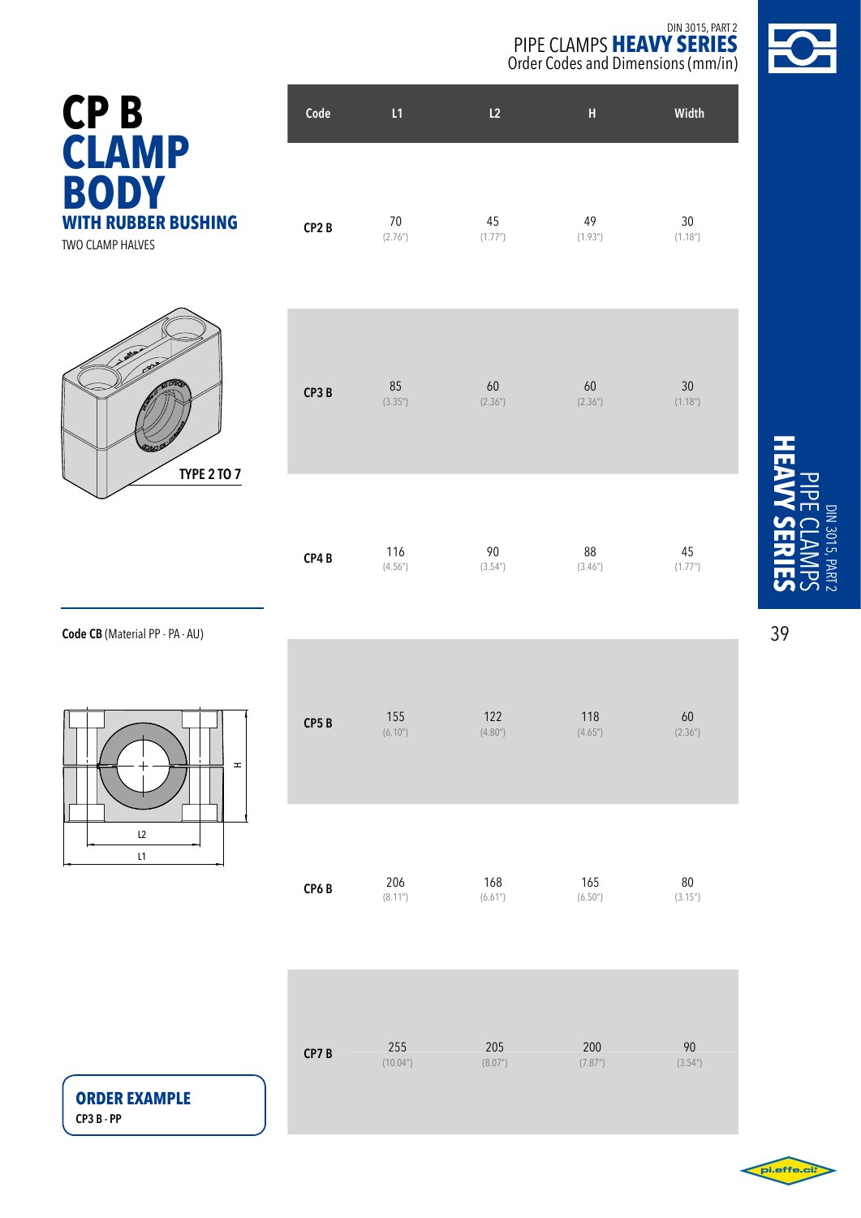# CP B CLAMP BODY

## WITH RUBBER BUSHING

TWO CLAMP HALVES

TYPE 2 TO 7

**Code CB** (Material PP - PA - AU)

| Code | L1 | L2 | H | Width |
|---|---|---|---|---|
| **CP2 B** | 70 (2.76") | 45 (1.77") | 49 (1.93") | 30 (1.18") |
| **CP3 B** | 85 (3.35") | 60 (2.36") | 60 (2.36") | 30 (1.18") |
| **CP4 B** | 116 (4.56") | 90 (3.54") | 88 (3.46") | 45 (1.77") |
| **CP5 B** | 155 (6.10") | 122 (4.80") | 118 (4.65") | 60 (2.36") |
| **CP6 B** | 206 (8.11") | 168 (6.61") | 165 (6.50") | 80 (3.15") |
| **CP7 B** | 255 (10.04") | 205 (8.07") | 200 (7.87") | 90 (3.54") |

**ORDER EXAMPLE**

**CP3 B - PP**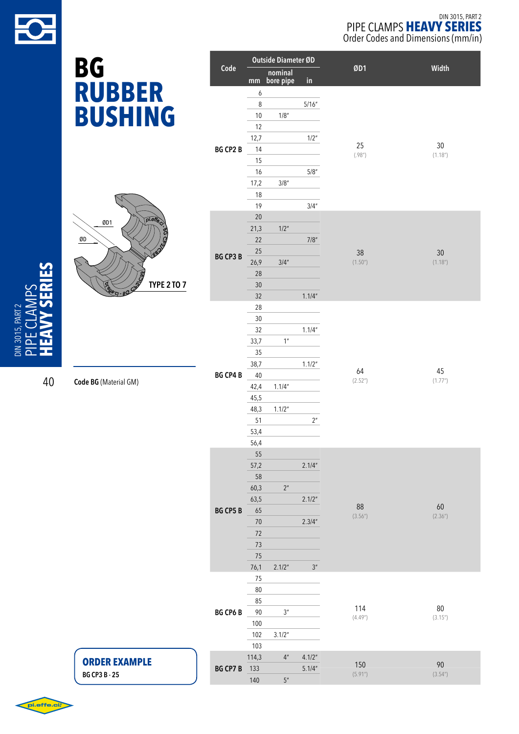DIN 3015, PART 2

# PIPE CLAMPS **HEAVY SERIES**

Order Codes and Dimensions (mm/in)

# BG RUBBER BUSHING

ØD1

ØD

TYPE 2 TO 7

**Code BG** (Material GM)

| Code | Outside Diameter ØD mm | nominal bore pipe | in | ØD1 | Width |
|---|---|---|---|---|---|
| BG CP2 B | 6 | | | 25 (.98") | 30 (1.18") |
| | 8 | | 5/16" | | |
| | 10 | 1/8" | | | |
| | 12 | | | | |
| | 12,7 | | 1/2" | | |
| | 14 | | | | |
| | 15 | | | | |
| | 16 | | 5/8" | | |
| | 17,2 | 3/8" | | | |
| | 18 | | | | |
| | 19 | | 3/4" | | |
| BG CP3 B | 20 | | | 38 (1.50") | 30 (1.18") |
| | 21,3 | 1/2" | | | |
| | 22 | | 7/8" | | |
| | 25 | | | | |
| | 26,9 | 3/4" | | | |
| | 28 | | | | |
| | 30 | | | | |
| | 32 | | 1.1/4" | | |
| BG CP4 B | 28 | | | 64 (2.52") | 45 (1.77") |
| | 30 | | | | |
| | 32 | | 1.1/4" | | |
| | 33,7 | 1" | | | |
| | 35 | | | | |
| | 38,7 | | 1.1/2" | | |
| | 40 | | | | |
| | 42,4 | 1.1/4" | | | |
| | 45,5 | | | | |
| | 48,3 | 1.1/2" | | | |
| | 51 | | 2" | | |
| | 53,4 | | | | |
| | 56,4 | | | | |
| BG CP5 B | 55 | | | 88 (3.56") | 60 (2.36") |
| | 57,2 | | 2.1/4" | | |
| | 58 | | | | |
| | 60,3 | 2" | | | |
| | 63,5 | | 2.1/2" | | |
| | 65 | | | | |
| | 70 | | 2.3/4" | | |
| | 72 | | | | |
| | 73 | | | | |
| | 75 | | | | |
| | 76,1 | 2.1/2" | 3" | | |
| BG CP6 B | 75 | | | 114 (4.49") | 80 (3.15") |
| | 80 | | | | |
| | 85 | | | | |
| | 90 | 3" | | | |
| | 100 | | | | |
| | 102 | 3.1/2" | | | |
| | 103 | | | | |
| BG CP7 B | 114,3 | 4" | 4.1/2" | 150 (5.91") | 90 (3.54") |
| | 133 | | 5.1/4" | | |
| | 140 | 5" | | | |

**ORDER EXAMPLE**

BG CP3 B - 25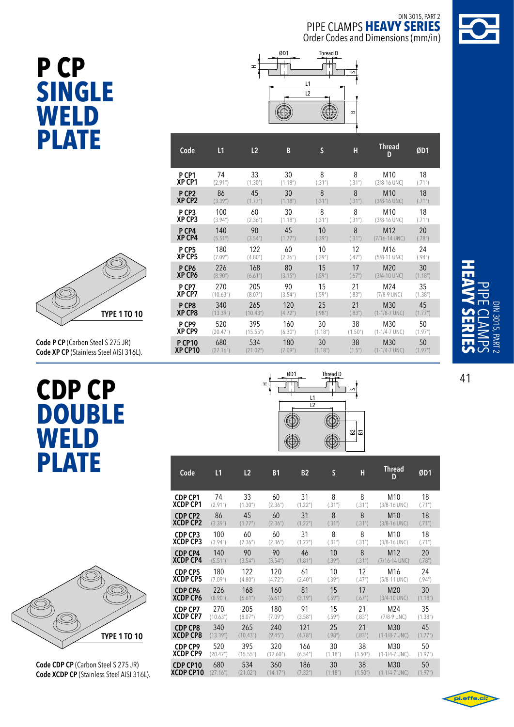# P CP SINGLE WELD PLATE

| Code | L1 | L2 | B | S | H | Thread D | ØD1 |
|---|---|---|---|---|---|---|---|
| P CP1 XP CP1 | 74 (2.91") | 33 (1.30") | 30 (1.18") | 8 (.31") | 8 (.31") | M10 (3/8-16 UNC) | 18 (.71") |
| P CP2 XP CP2 | 86 (3.39") | 45 (1.77") | 30 (1.18") | 8 (.31") | 8 (.31") | M10 (3/8-16 UNC) | 18 (.71") |
| P CP3 XP CP3 | 100 (3.94") | 60 (2.36") | 30 (1.18") | 8 (.31") | 8 (.31") | M10 (3/8-16 UNC) | 18 (.71") |
| P CP4 XP CP4 | 140 (5.51") | 90 (3.54") | 45 (1.77") | 10 (.39") | 8 (.31") | M12 (7/16-14 UNC) | 20 (.78") |
| P CP5 XP CP5 | 180 (7.09") | 122 (4.80") | 60 (2.36") | 10 (.39") | 12 (.47") | M16 (5/8-11 UNC) | 24 (.94") |
| P CP6 XP CP6 | 226 (8.90") | 168 (6.61") | 80 (3.15") | 15 (.59") | 17 (.67") | M20 (3/4-10 UNC) | 30 (1.18") |
| P CP7 XP CP7 | 270 (10.63") | 205 (8.07") | 90 (3.54") | 15 (.59") | 21 (.83") | M24 (7/8-9 UNC) | 35 (1.38") |
| P CP8 XP CP8 | 340 (13.39") | 265 (10.43") | 120 (4.72") | 25 (.98") | 21 (.83") | M30 (1-1/8-7 UNC) | 45 (1.77") |
| P CP9 XP CP9 | 520 (20.47") | 395 (15.55") | 160 (6.30") | 30 (1.18") | 38 (1.50") | M30 (1-1/4-7 UNC) | 50 (1.97") |
| P CP10 XP CP10 | 680 (27.16") | 534 (21.02") | 180 (7.09") | 30 (1.18") | 38 (1.5") | M30 (1-1/4-7 UNC) | 50 (1.97") |

TYPE 1 TO 10

**Code P CP** (Carbon Steel S 275 JR)
**Code XP CP** (Stainless Steel AISI 316L).

# CDP CP DOUBLE WELD PLATE

| Code | L1 | L2 | B1 | B2 | S | H | Thread D | ØD1 |
|---|---|---|---|---|---|---|---|---|
| CDP CP1 XCDP CP1 | 74 (2.91") | 33 (1.30") | 60 (2.36") | 31 (1.22") | 8 (.31") | 8 (.31") | M10 (3/8-16 UNC) | 18 (.71") |
| CDP CP2 XCDP CP2 | 86 (3.39") | 45 (1.77") | 60 (2.36") | 31 (1.22") | 8 (.31") | 8 (.31") | M10 (3/8-16 UNC) | 18 (.71") |
| CDP CP3 XCDP CP3 | 100 (3.94") | 60 (2.36") | 60 (2.36") | 31 (1.22") | 8 (.31") | 8 (.31") | M10 (3/8-16 UNC) | 18 (.71") |
| CDP CP4 XCDP CP4 | 140 (5.51") | 90 (3.54") | 90 (3.54") | 46 (1.81") | 10 (.39") | 8 (.31") | M12 (7/16-14 UNC) | 20 (.78") |
| CDP CP5 XCDP CP5 | 180 (7.09") | 122 (4.80") | 120 (4.72") | 61 (2.40") | 10 (.39") | 12 (.47") | M16 (5/8-11 UNC) | 24 (.94") |
| CDP CP6 XCDP CP6 | 226 (8.90") | 168 (6.61") | 160 (6.61") | 81 (3.19") | 15 (.59") | 17 (.67") | M20 (3/4-10 UNC) | 30 (1.18") |
| CDP CP7 XCDP CP7 | 270 (10.63") | 205 (8.07") | 180 (7.09") | 91 (3.58") | 15 (.59") | 21 (.83") | M24 (7/8-9 UNC) | 35 (1.38") |
| CDP CP8 XCDP CP8 | 340 (13.39") | 265 (10.43") | 240 (9.45") | 121 (4.78") | 25 (.98") | 21 (.83") | M30 (1-1/8-7 UNC) | 45 (1.77") |
| CDP CP9 XCDP CP9 | 520 (20.47") | 395 (15.55") | 320 (12.60") | 166 (6.54") | 30 (1.18") | 38 (1.50") | M30 (1-1/4-7 UNC) | 50 (1.97") |
| CDP CP10 XCDP CP10 | 680 (27.16") | 534 (21.02") | 360 (14.17") | 186 (7.32") | 30 (1.18") | 38 (1.50") | M30 (1-1/4-7 UNC) | 50 (1.97") |

TYPE 1 TO 10

**Code CDP CP** (Carbon Steel S 275 JR)
**Code XCDP CP** (Stainless Steel AISI 316L).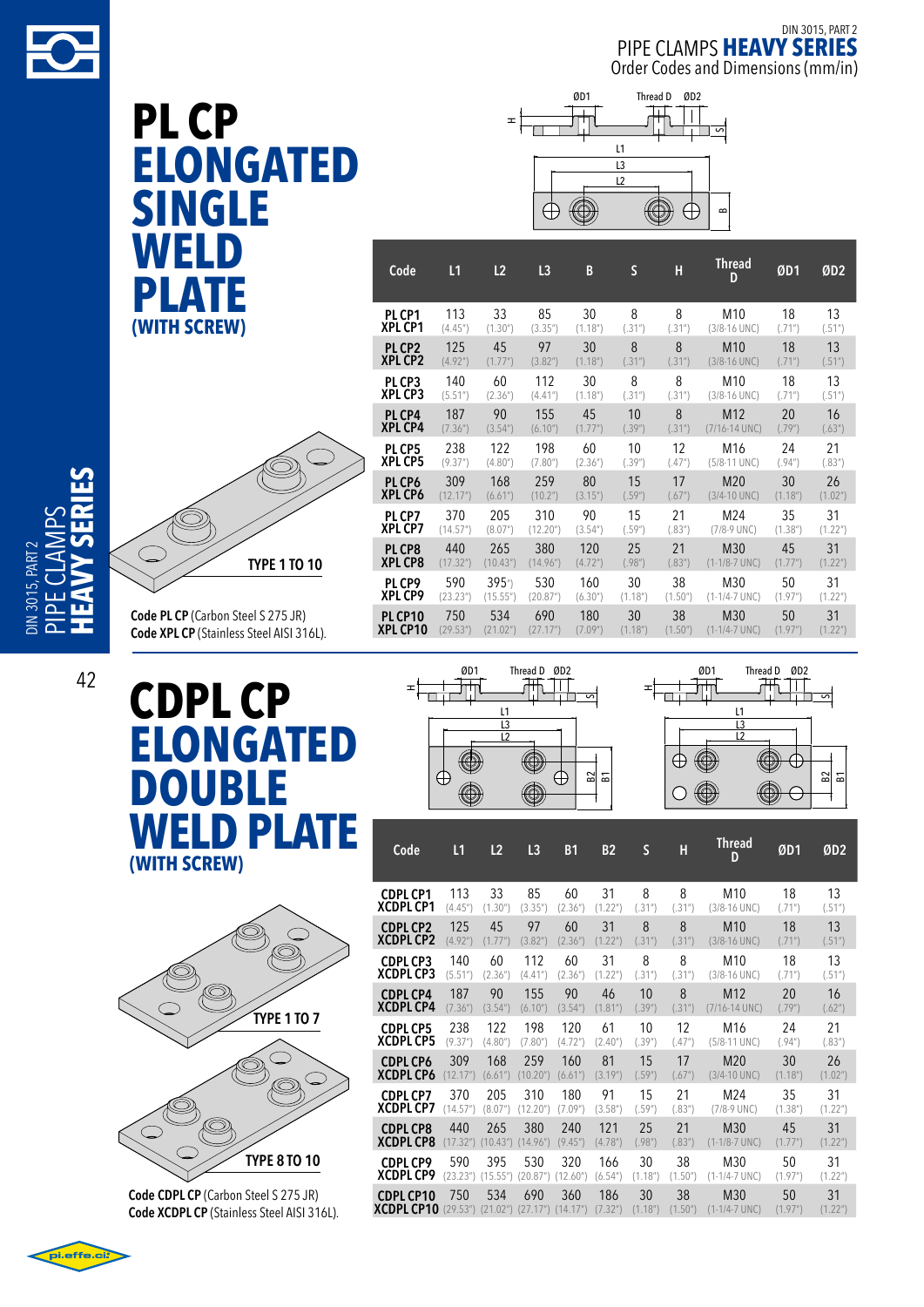# PL CP ELONGATED SINGLE WELD PLATE (WITH SCREW)

DIN 3015, PART 2
PIPE CLAMPS **HEAVY SERIES**
Order Codes and Dimensions (mm/in)

TYPE 1 TO 10

**Code PL CP** (Carbon Steel S 275 JR)
**Code XPL CP** (Stainless Steel AISI 316L)

| Code | L1 | L2 | L3 | B | S | H | Thread D | ØD1 | ØD2 |
|---|---|---|---|---|---|---|---|---|---|
| PL CP1 XPL CP1 | 113 (4.45") | 33 (1.30") | 85 (3.35") | 30 (1.18") | 8 (.31") | 8 (.31") | M10 (3/8-16 UNC) | 18 (.71") | 13 (.51") |
| PL CP2 XPL CP2 | 125 (4.92") | 45 (1.77") | 97 (3.82") | 30 (1.18") | 8 (.31") | 8 (.31") | M10 (3/8-16 UNC) | 18 (.71") | 13 (.51") |
| PL CP3 XPL CP3 | 140 (5.51") | 60 (2.36") | 112 (4.41") | 30 (1.18") | 8 (.31") | 8 (.31") | M10 (3/8-16 UNC) | 18 (.71") | 13 (.51") |
| PL CP4 XPL CP4 | 187 (7.36") | 90 (3.54") | 155 (6.10") | 45 (1.77") | 10 (.39") | 8 (.31") | M12 (7/16-14 UNC) | 20 (.79") | 16 (.63") |
| PL CP5 XPL CP5 | 238 (9.37") | 122 (4.80") | 198 (7.80") | 60 (2.36") | 10 (.39") | 12 (.47") | M16 (5/8-11 UNC) | 24 (.94") | 21 (.83") |
| PL CP6 XPL CP6 | 309 (12.17") | 168 (6.61") | 259 (10.2") | 80 (3.15") | 15 (.59") | 17 (.67") | M20 (3/4-10 UNC) | 30 (1.18") | 26 (1.02") |
| PL CP7 XPL CP7 | 370 (14.57") | 205 (8.07") | 310 (12.20") | 90 (3.54") | 15 (.59") | 21 (.83") | M24 (7/8-9 UNC) | 35 (1.38") | 31 (1.22") |
| PL CP8 XPL CP8 | 440 (17.32") | 265 (10.43") | 380 (14.96") | 120 (4.72") | 25 (.98") | 21 (.83") | M30 (1-1/8-7 UNC) | 45 (1.77") | 31 (1.22") |
| PL CP9 XPL CP9 | 590 (23.23") | 395 (15.55") | 530 (20.87") | 160 (6.30") | 30 (1.18") | 38 (1.50") | M30 (1-1/4-7 UNC) | 50 (1.97") | 31 (1.22") |
| PL CP10 XPL CP10 | 750 (29.53") | 534 (21.02") | 690 (27.17") | 180 (7.09") | 30 (1.18") | 38 (1.50") | M30 (1-1/4-7 UNC) | 50 (1.97") | 31 (1.22") |

# CDPL CP ELONGATED DOUBLE WELD PLATE (WITH SCREW)

TYPE 1 TO 7

TYPE 8 TO 10

**Code CDPL CP** (Carbon Steel S 275 JR)
**Code XCDPL CP** (Stainless Steel AISI 316L)

| Code | L1 | L2 | L3 | B1 | B2 | S | H | Thread D | ØD1 | ØD2 |
|---|---|---|---|---|---|---|---|---|---|---|
| CDPL CP1 XCDPL CP1 | 113 (4.45") | 33 (1.30") | 85 (3.35") | 60 (2.36") | 31 (1.22") | 8 (.31") | 8 (.31") | M10 (3/8-16 UNC) | 18 (.71") | 13 (.51") |
| CDPL CP2 XCDPL CP2 | 125 (4.92") | 45 (1.77") | 97 (3.82") | 60 (2.36") | 31 (1.22") | 8 (.31") | 8 (.31") | M10 (3/8-16 UNC) | 18 (.71") | 13 (.51") |
| CDPL CP3 XCDPL CP3 | 140 (5.51") | 60 (2.36") | 112 (4.41") | 60 (2.36") | 31 (1.22") | 8 (.31") | 8 (.31") | M10 (3/8-16 UNC) | 18 (.71") | 13 (.51") |
| CDPL CP4 XCDPL CP4 | 187 (7.36") | 90 (3.54") | 155 (6.10") | 90 (3.54") | 46 (1.81") | 10 (.39") | 8 (.31") | M12 (7/16-14 UNC) | 20 (.79") | 16 (.62") |
| CDPL CP5 XCDPL CP5 | 238 (9.37") | 122 (4.80") | 198 (7.80") | 120 (4.72") | 61 (2.40") | 10 (.39") | 12 (.47") | M16 (5/8-11 UNC) | 24 (.94") | 21 (.83") |
| CDPL CP6 XCDPL CP6 | 309 (12.17") | 168 (6.61") | 259 (10.20") | 160 (6.30") | 81 (3.19") | 15 (.59") | 17 (.67") | M20 (3/4-10 UNC) | 30 (1.18") | 26 (1.02") |
| CDPL CP7 XCDPL CP7 | 370 (14.57") | 205 (8.07") | 310 (12.20") | 180 (7.09") | 91 (3.58") | 15 (.59") | 21 (.83") | M24 (7/8-9 UNC) | 35 (1.38") | 31 (1.22") |
| CDPL CP8 XCDPL CP8 | 440 (17.32") | 265 (10.43") | 380 (14.96") | 240 (9.45") | 121 (4.78") | 25 (.98") | 21 (.83") | M30 (1-1/8-7 UNC) | 45 (1.77") | 31 (1.22") |
| CDPL CP9 XCDPL CP9 | 590 (23.23") | 395 (15.55") | 530 (20.87") | 320 (12.60") | 166 (6.54") | 30 (1.18") | 38 (1.50") | M30 (1-1/4-7 UNC) | 50 (1.97") | 31 (1.22") |
| CDPL CP10 XCDPL CP10 | 750 (29.53") | 534 (21.02") | 690 (27.17") | 360 (14.17") | 186 (7.32") | 30 (1.18") | 38 (1.50") | M30 (1-1/4-7 UNC) | 50 (1.97") | 31 (1.22") |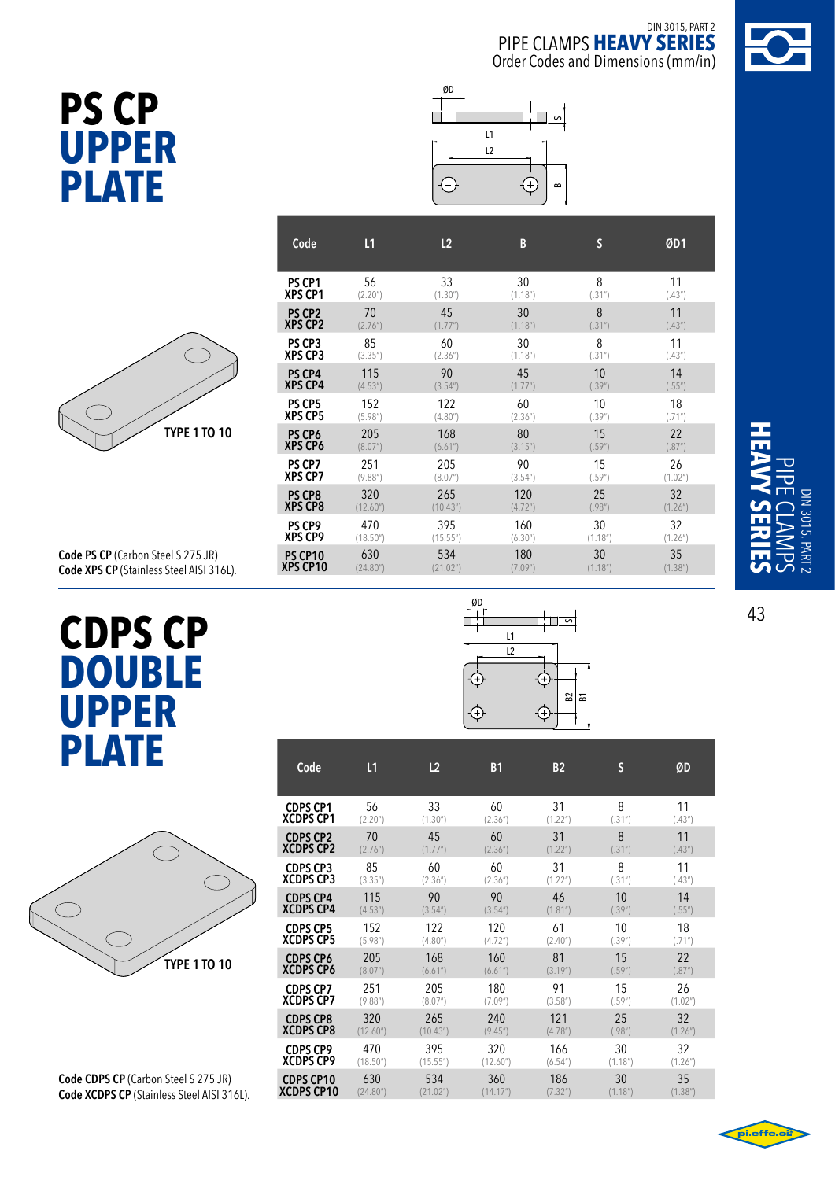DIN 3015, PART 2

PIPE CLAMPS **HEAVY SERIES**

Order Codes and Dimensions (mm/in)

# PS CP UPPER PLATE

TYPE 1 TO 10

| Code | L1 | L2 | B | S | ØD1 |
|---|---|---|---|---|---|
| PS CP1 XPS CP1 | 56 (2.20") | 33 (1.30") | 30 (1.18") | 8 (.31") | 11 (.43") |
| PS CP2 XPS CP2 | 70 (2.76") | 45 (1.77") | 30 (1.18") | 8 (.31") | 11 (.43") |
| PS CP3 XPS CP3 | 85 (3.35") | 60 (2.36") | 30 (1.18") | 8 (.31") | 11 (.43") |
| PS CP4 XPS CP4 | 115 (4.53") | 90 (3.54") | 45 (1.77") | 10 (.39") | 14 (.55") |
| PS CP5 XPS CP5 | 152 (5.98") | 122 (4.80") | 60 (2.36") | 10 (.39") | 18 (.71") |
| PS CP6 XPS CP6 | 205 (8.07") | 168 (6.61") | 80 (3.15") | 15 (.59") | 22 (.87") |
| PS CP7 XPS CP7 | 251 (9.88") | 205 (8.07") | 90 (3.54") | 15 (.59") | 26 (1.02") |
| PS CP8 XPS CP8 | 320 (12.60") | 265 (10.43") | 120 (4.72") | 25 (.98") | 32 (1.26") |
| PS CP9 XPS CP9 | 470 (18.50") | 395 (15.55") | 160 (6.30") | 30 (1.18") | 32 (1.26") |
| PS CP10 XPS CP10 | 630 (24.80") | 534 (21.02") | 180 (7.09") | 30 (1.18") | 35 (1.38") |

**Code PS CP** (Carbon Steel S 275 JR)
**Code XPS CP** (Stainless Steel AISI 316L).

# CDPS CP DOUBLE UPPER PLATE

TYPE 1 TO 10

| Code | L1 | L2 | B1 | B2 | S | ØD |
|---|---|---|---|---|---|---|
| CDPS CP1 XCDPS CP1 | 56 (2.20") | 33 (1.30") | 60 (2.36") | 31 (1.22") | 8 (.31") | 11 (.43") |
| CDPS CP2 XCDPS CP2 | 70 (2.76") | 45 (1.77") | 60 (2.36") | 31 (1.22") | 8 (.31") | 11 (.43") |
| CDPS CP3 XCDPS CP3 | 85 (3.35") | 60 (2.36") | 60 (2.36") | 31 (1.22") | 8 (.31") | 11 (.43") |
| CDPS CP4 XCDPS CP4 | 115 (4.53") | 90 (3.54") | 90 (3.54") | 46 (1.81") | 10 (.39") | 14 (.55") |
| CDPS CP5 XCDPS CP5 | 152 (5.98") | 122 (4.80") | 120 (4.72") | 61 (2.40") | 10 (.39") | 18 (.71") |
| CDPS CP6 XCDPS CP6 | 205 (8.07") | 168 (6.61") | 160 (6.61") | 81 (3.19") | 15 (.59") | 22 (.87") |
| CDPS CP7 XCDPS CP7 | 251 (9.88") | 205 (8.07") | 180 (7.09") | 91 (3.58") | 15 (.59") | 26 (1.02") |
| CDPS CP8 XCDPS CP8 | 320 (12.60") | 265 (10.43") | 240 (9.45") | 121 (4.78") | 25 (.98") | 32 (1.26") |
| CDPS CP9 XCDPS CP9 | 470 (18.50") | 395 (15.55") | 320 (12.60") | 166 (6.54") | 30 (1.18") | 32 (1.26") |
| CDPS CP10 XCDPS CP10 | 630 (24.80") | 534 (21.02") | 360 (14.17") | 186 (7.32") | 30 (1.18") | 35 (1.38") |

**Code CDPS CP** (Carbon Steel S 275 JR)
**Code XCDPS CP** (Stainless Steel AISI 316L).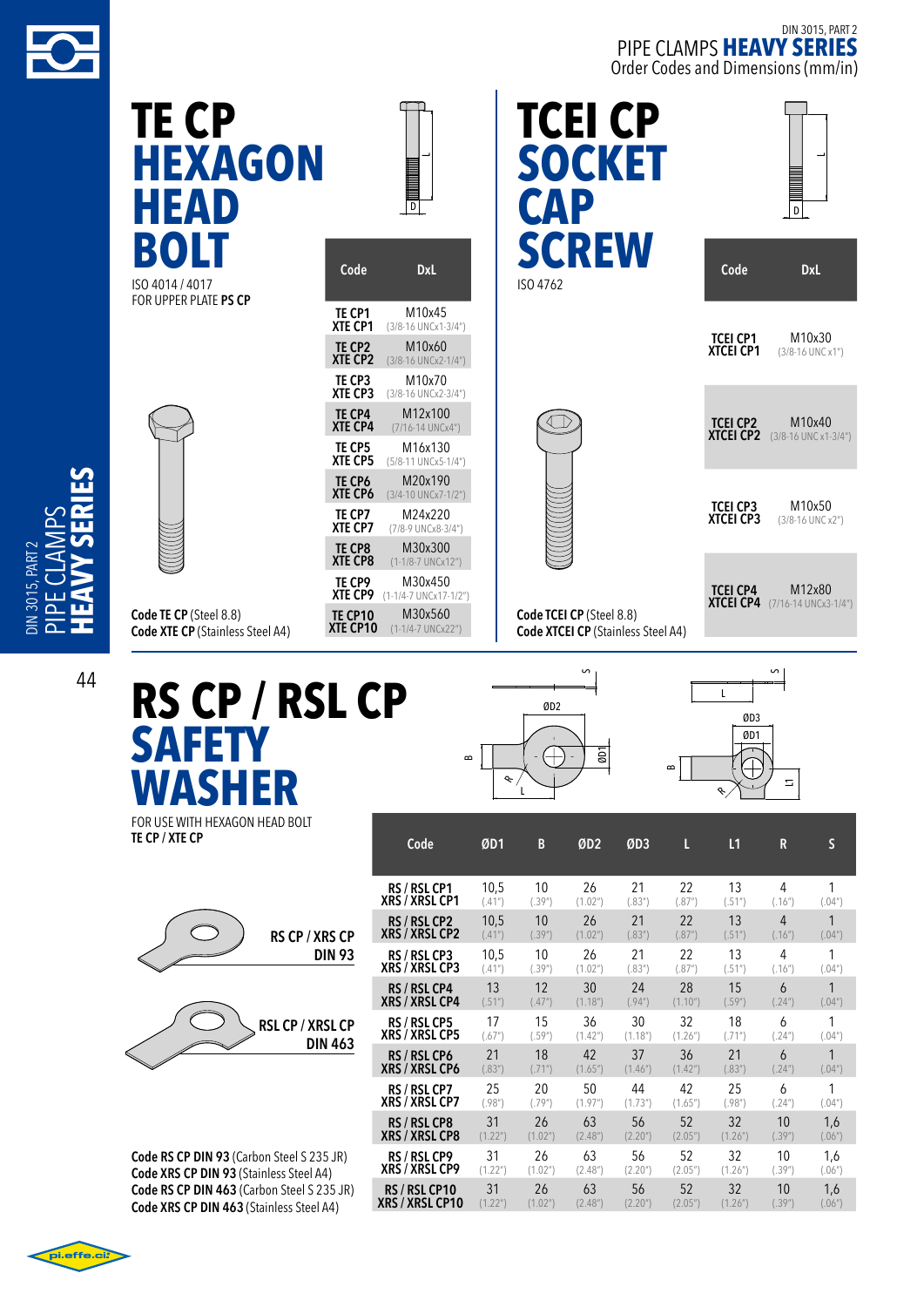# TE CP HEXAGON HEAD BOLT

ISO 4014 / 4017
FOR UPPER PLATE **PS CP**

| Code | DxL |
|---|---|
| TE CP1 / XTE CP1 | M10x45 (3/8-16 UNCx1-3/4") |
| TE CP2 / XTE CP2 | M10x60 (3/8-16 UNCx2-1/4") |
| TE CP3 / XTE CP3 | M10x70 (3/8-16 UNCx2-3/4") |
| TE CP4 / XTE CP4 | M12x100 (7/16-14 UNCx4") |
| TE CP5 / XTE CP5 | M16x130 (5/8-11 UNCx5-1/4") |
| TE CP6 / XTE CP6 | M20x190 (3/4-10 UNCx7-1/2") |
| TE CP7 / XTE CP7 | M24x220 (7/8-9 UNCx8-3/4") |
| TE CP8 / XTE CP8 | M30x300 (1-1/8-7 UNCx12") |
| TE CP9 / XTE CP9 | M30x450 (1-1/4-7 UNCx17-1/2") |
| TE CP10 / XTE CP10 | M30x560 (1-1/4-7 UNCx22") |

**Code TE CP** (Steel 8.8)
**Code XTE CP** (Stainless Steel A4)

# TCEI CP SOCKET CAP SCREW

ISO 4762

| Code | DxL |
|---|---|
| TCEI CP1 / XTCEI CP1 | M10x30 (3/8-16 UNC x1") |
| TCEI CP2 / XTCEI CP2 | M10x40 (3/8-16 UNC x1-3/4") |
| TCEI CP3 / XTCEI CP3 | M10x50 (3/8-16 UNC x2") |
| TCEI CP4 / XTCEI CP4 | M12x80 (7/16-14 UNCx3-1/4") |

**Code TCEI CP** (Steel 8.8)
**Code XTCEI CP** (Stainless Steel A4)

# RS CP / RSL CP SAFETY WASHER

FOR USE WITH HEXAGON HEAD BOLT
**TE CP / XTE CP**

**RS CP / XRS CP DIN 93**

**RSL CP / XRSL CP DIN 463**

| Code | ØD1 | B | ØD2 | ØD3 | L | L1 | R | S |
|---|---|---|---|---|---|---|---|---|
| RS / RSL CP1 / XRS / XRSL CP1 | 10,5 (.41") | 10 (.39") | 26 (1.02") | 21 (.83") | 22 (.87") | 13 (.51") | 4 (.16") | 1 (.04") |
| RS / RSL CP2 / XRS / XRSL CP2 | 10,5 (.41") | 10 (.39") | 26 (1.02") | 21 (.83") | 22 (.87") | 13 (.51") | 4 (.16") | 1 (.04") |
| RS / RSL CP3 / XRS / XRSL CP3 | 10,5 (.41") | 10 (.39") | 26 (1.02") | 21 (.83") | 22 (.87") | 13 (.51") | 4 (.16") | 1 (.04") |
| RS / RSL CP4 / XRS / XRSL CP4 | 13 (.51") | 12 (.47") | 30 (1.18") | 24 (.94") | 28 (1.10") | 15 (.59") | 6 (.24") | 1 (.04") |
| RS / RSL CP5 / XRS / XRSL CP5 | 17 (.67") | 15 (.59") | 36 (1.42") | 30 (1.18") | 32 (1.26") | 18 (.71") | 6 (.24") | 1 (.04") |
| RS / RSL CP6 / XRS / XRSL CP6 | 21 (.83") | 18 (.71") | 42 (1.65") | 37 (1.46") | 36 (1.42") | 21 (.83") | 6 (.24") | 1 (.04") |
| RS / RSL CP7 / XRS / XRSL CP7 | 25 (.98") | 20 (.79") | 50 (1.97") | 44 (1.73") | 42 (1.65") | 25 (.98") | 6 (.24") | 1 (.04") |
| RS / RSL CP8 / XRS / XRSL CP8 | 31 (1.22") | 26 (1.02") | 63 (2.48") | 56 (2.20") | 52 (2.05") | 32 (1.26") | 10 (.39") | 1,6 (.06") |
| RS / RSL CP9 / XRS / XRSL CP9 | 31 (1.22") | 26 (1.02") | 63 (2.48") | 56 (2.20") | 52 (2.05") | 32 (1.26") | 10 (.39") | 1,6 (.06") |
| RS / RSL CP10 / XRS / XRSL CP10 | 31 (1.22") | 26 (1.02") | 63 (2.48") | 56 (2.20") | 52 (2.05") | 32 (1.26") | 10 (.39") | 1,6 (.06") |

**Code RS CP DIN 93** (Carbon Steel S 235 JR)
**Code XRS CP DIN 93** (Stainless Steel A4)
**Code RS CP DIN 463** (Carbon Steel S 235 JR)
**Code XRS CP DIN 463** (Stainless Steel A4)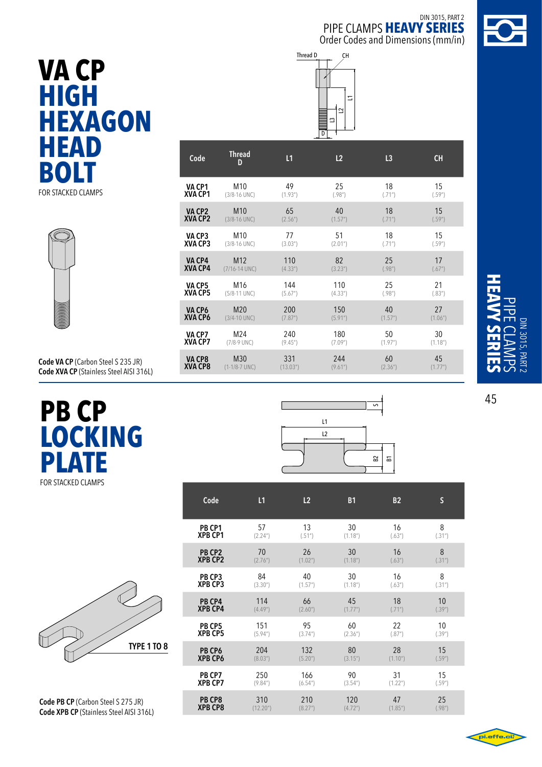# VA CP HIGH HEXAGON HEAD BOLT

FOR STACKED CLAMPS

| Code | Thread D | L1 | L2 | L3 | CH |
|---|---|---|---|---|---|
| VA CP1 XVA CP1 | M10 (3/8-16 UNC) | 49 (1.93") | 25 (.98") | 18 (.71") | 15 (.59") |
| VA CP2 XVA CP2 | M10 (3/8-16 UNC) | 65 (2.56") | 40 (1.57") | 18 (.71") | 15 (.59") |
| VA CP3 XVA CP3 | M10 (3/8-16 UNC) | 77 (3.03") | 51 (2.01") | 18 (.71") | 15 (.59") |
| VA CP4 XVA CP4 | M12 (7/16-14 UNC) | 110 (4.33") | 82 (3.23") | 25 (.98") | 17 (.67") |
| VA CP5 XVA CP5 | M16 (5/8-11 UNC) | 144 (5.67") | 110 (4.33") | 25 (.98") | 21 (.83") |
| VA CP6 XVA CP6 | M20 (3/4-10 UNC) | 200 (7.87") | 150 (5.91") | 40 (1.57") | 27 (1.06") |
| VA CP7 XVA CP7 | M24 (7/8-9 UNC) | 240 (9.45") | 180 (7.09") | 50 (1.97") | 30 (1.18") |
| VA CP8 XVA CP8 | M30 (1-1/8-7 UNC) | 331 (13.03") | 244 (9.61") | 60 (2.36") | 45 (1.77") |

**Code VA CP** (Carbon Steel S 235 JR)
**Code XVA CP** (Stainless Steel AISI 316L)

# PB CP LOCKING PLATE

FOR STACKED CLAMPS

| Code | L1 | L2 | B1 | B2 | S |
|---|---|---|---|---|---|
| PB CP1 XPB CP1 | 57 (2.24") | 13 (.51") | 30 (1.18") | 16 (.63") | 8 (.31") |
| PB CP2 XPB CP2 | 70 (2.76") | 26 (1.02") | 30 (1.18") | 16 (.63") | 8 (.31") |
| PB CP3 XPB CP3 | 84 (3.30") | 40 (1.57") | 30 (1.18") | 16 (.63") | 8 (.31") |
| PB CP4 XPB CP4 | 114 (4.49") | 66 (2.60") | 45 (1.77") | 18 (.71") | 10 (.39") |
| PB CP5 XPB CP5 | 151 (5.94") | 95 (3.74") | 60 (2.36") | 22 (.87") | 10 (.39") |
| PB CP6 XPB CP6 | 204 (8.03") | 132 (5.20") | 80 (3.15") | 28 (1.10") | 15 (.59") |
| PB CP7 XPB CP7 | 250 (9.84") | 166 (6.54") | 90 (3.54") | 31 (1.22") | 15 (.59") |
| PB CP8 XPB CP8 | 310 (12.20") | 210 (8.27") | 120 (4.72") | 47 (1.85") | 25 (.98") |

TYPE 1 TO 8

**Code PB CP** (Carbon Steel S 275 JR)
**Code XPB CP** (Stainless Steel AISI 316L)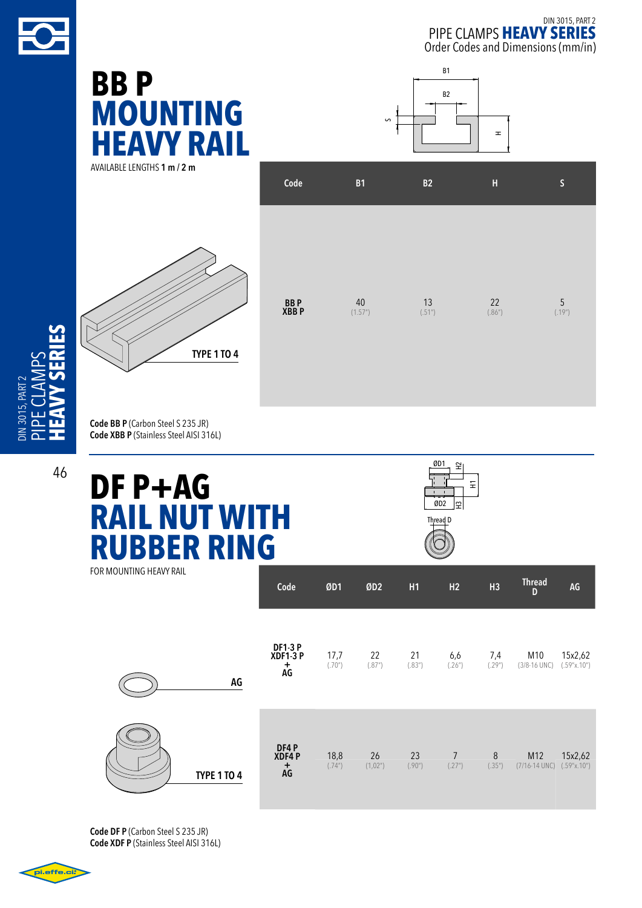# BB P MOUNTING HEAVY RAIL

AVAILABLE LENGTHS **1 m / 2 m**

TYPE 1 TO 4

| Code | B1 | B2 | H | S |
|---|---|---|---|---|
| BB P<br>XBB P | 40<br>(1.57") | 13<br>(.51") | 22<br>(.86") | 5<br>(.19") |

**Code BB P** (Carbon Steel S 235 JR)
**Code XBB P** (Stainless Steel AISI 316L)

# DF P+AG RAIL NUT WITH RUBBER RING

FOR MOUNTING HEAVY RAIL

AG

TYPE 1 TO 4

| Code | ØD1 | ØD2 | H1 | H2 | H3 | Thread D | AG |
|---|---|---|---|---|---|---|---|
| DF1-3 P<br>XDF1-3 P<br>+<br>AG | 17,7<br>(.70") | 22<br>(.87") | 21<br>(.83") | 6,6<br>(.26") | 7,4<br>(.29") | M10<br>(3/8-16 UNC) | 15x2,62<br>(.59"x.10") |
| DF4 P<br>XDF4 P<br>+<br>AG | 18,8<br>(.74") | 26<br>(1,02") | 23<br>(.90") | 7<br>(.27") | 8<br>(.35") | M12<br>(7/16-14 UNC) | 15x2,62<br>(.59"x.10") |

**Code DF P** (Carbon Steel S 235 JR)
**Code XDF P** (Stainless Steel AISI 316L)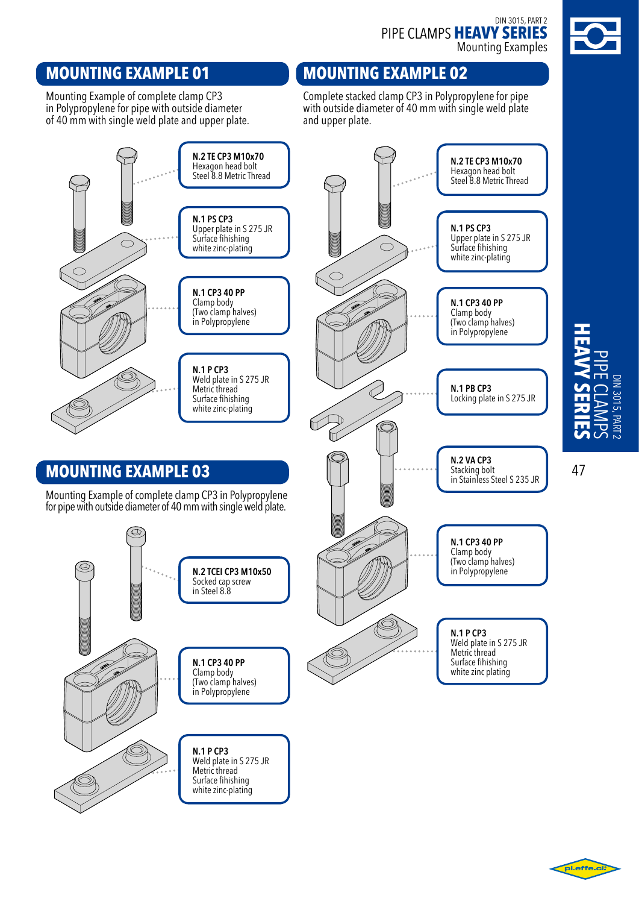## MOUNTING EXAMPLE 01

Mounting Example of complete clamp CP3 in Polypropylene for pipe with outside diameter of 40 mm with single weld plate and upper plate.

**N.2 TE CP3 M10x70**
Hexagon head bolt
Steel 8.8 Metric Thread

**N.1 PS CP3**
Upper plate in S 275 JR
Surface fihishing
white zinc-plating

**N.1 CP3 40 PP**
Clamp body
(Two clamp halves)
in Polypropylene

**N.1 P CP3**
Weld plate in S 275 JR
Metric thread
Surface fihishing
white zinc-plating

## MOUNTING EXAMPLE 02

Complete stacked clamp CP3 in Polypropylene for pipe with outside diameter of 40 mm with single weld plate and upper plate.

**N.2 TE CP3 M10x70**
Hexagon head bolt
Steel 8.8 Metric Thread

**N.1 PS CP3**
Upper plate in S 275 JR
Surface fihishing
white zinc-plating

**N.1 CP3 40 PP**
Clamp body
(Two clamp halves)
in Polypropylene

**N.1 PB CP3**
Locking plate in S 275 JR

**N.2 VA CP3**
Stacking bolt
in Stainless Steel S 235 JR

**N.1 CP3 40 PP**
Clamp body
(Two clamp halves)
in Polypropylene

**N.1 P CP3**
Weld plate in S 275 JR
Metric thread
Surface fihishing
white zinc plating

## MOUNTING EXAMPLE 03

Mounting Example of complete clamp CP3 in Polypropylene for pipe with outside diameter of 40 mm with single weld plate.

**N.2 TCEI CP3 M10x50**
Socked cap screw
in Steel 8.8

**N.1 CP3 40 PP**
Clamp body
(Two clamp halves)
in Polypropylene

**N.1 P CP3**
Weld plate in S 275 JR
Metric thread
Surface fihishing
white zinc-plating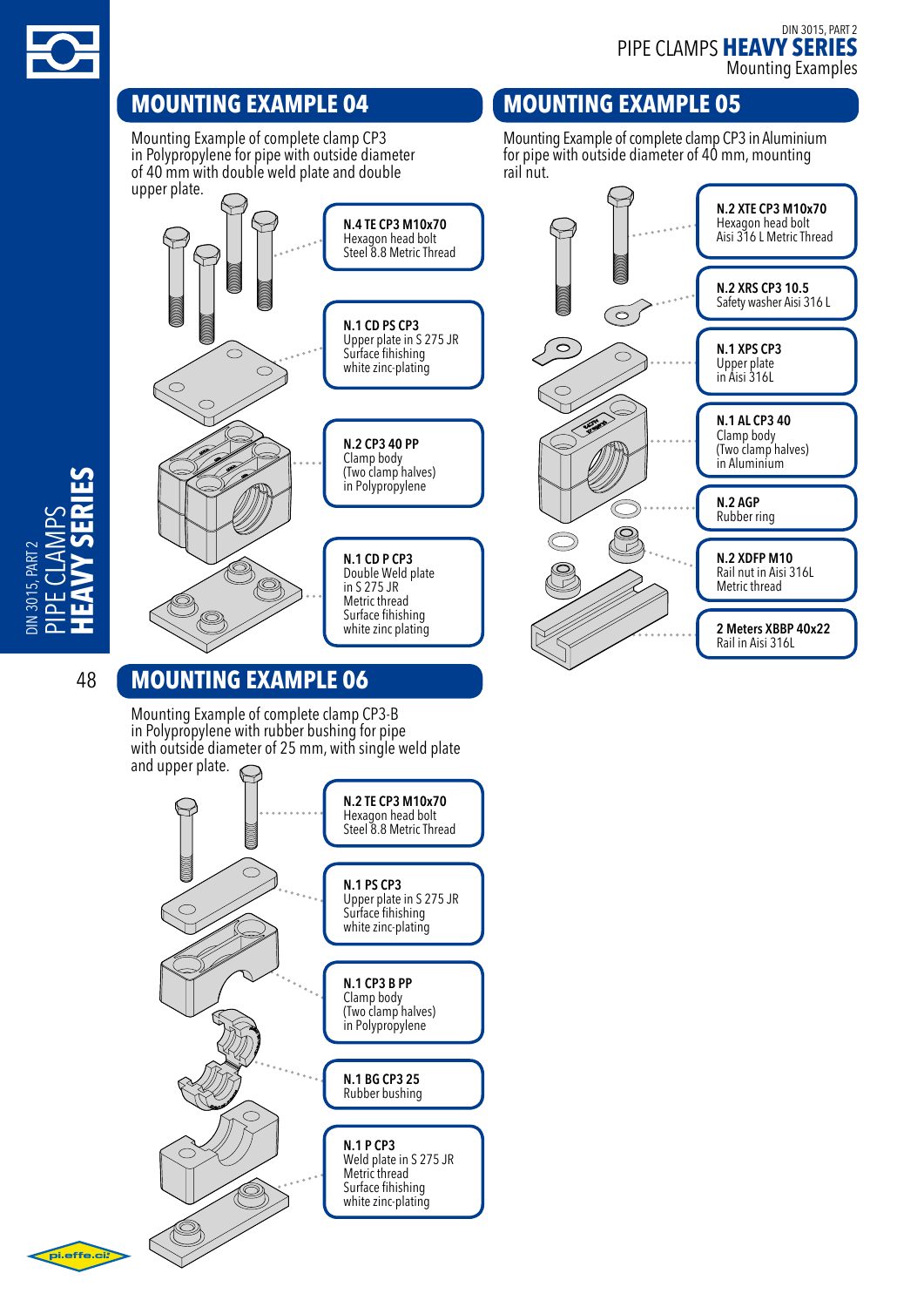## MOUNTING EXAMPLE 04

Mounting Example of complete clamp CP3 in Polypropylene for pipe with outside diameter of 40 mm with double weld plate and double upper plate.

**N.4 TE CP3 M10x70**
Hexagon head bolt
Steel 8.8 Metric Thread

**N.1 CD PS CP3**
Upper plate in S 275 JR
Surface fihishing
white zinc-plating

**N.2 CP3 40 PP**
Clamp body
(Two clamp halves)
in Polypropylene

**N.1 CD P CP3**
Double Weld plate
in S 275 JR
Metric thread
Surface fihishing
white zinc plating

## MOUNTING EXAMPLE 05

Mounting Example of complete clamp CP3 in Aluminium for pipe with outside diameter of 40 mm, mounting rail nut.

**N.2 XTE CP3 M10x70**
Hexagon head bolt
Aisi 316 L Metric Thread

**N.2 XRS CP3 10.5**
Safety washer Aisi 316 L

**N.1 XPS CP3**
Upper plate
in Aisi 316L

**N.1 AL CP3 40**
Clamp body
(Two clamp halves)
in Aluminium

**N.2 AGP**
Rubber ring

**N.2 XDFP M10**
Rail nut in Aisi 316L
Metric thread

**2 Meters XBBP 40x22**
Rail in Aisi 316L

## MOUNTING EXAMPLE 06

Mounting Example of complete clamp CP3-B in Polypropylene with rubber bushing for pipe with outside diameter of 25 mm, with single weld plate and upper plate.

**N.2 TE CP3 M10x70**
Hexagon head bolt
Steel 8.8 Metric Thread

**N.1 PS CP3**
Upper plate in S 275 JR
Surface fihishing
white zinc-plating

**N.1 CP3 B PP**
Clamp body
(Two clamp halves)
in Polypropylene

**N.1 BG CP3 25**
Rubber bushing

**N.1 P CP3**
Weld plate in S 275 JR
Metric thread
Surface fihishing
white zinc-plating